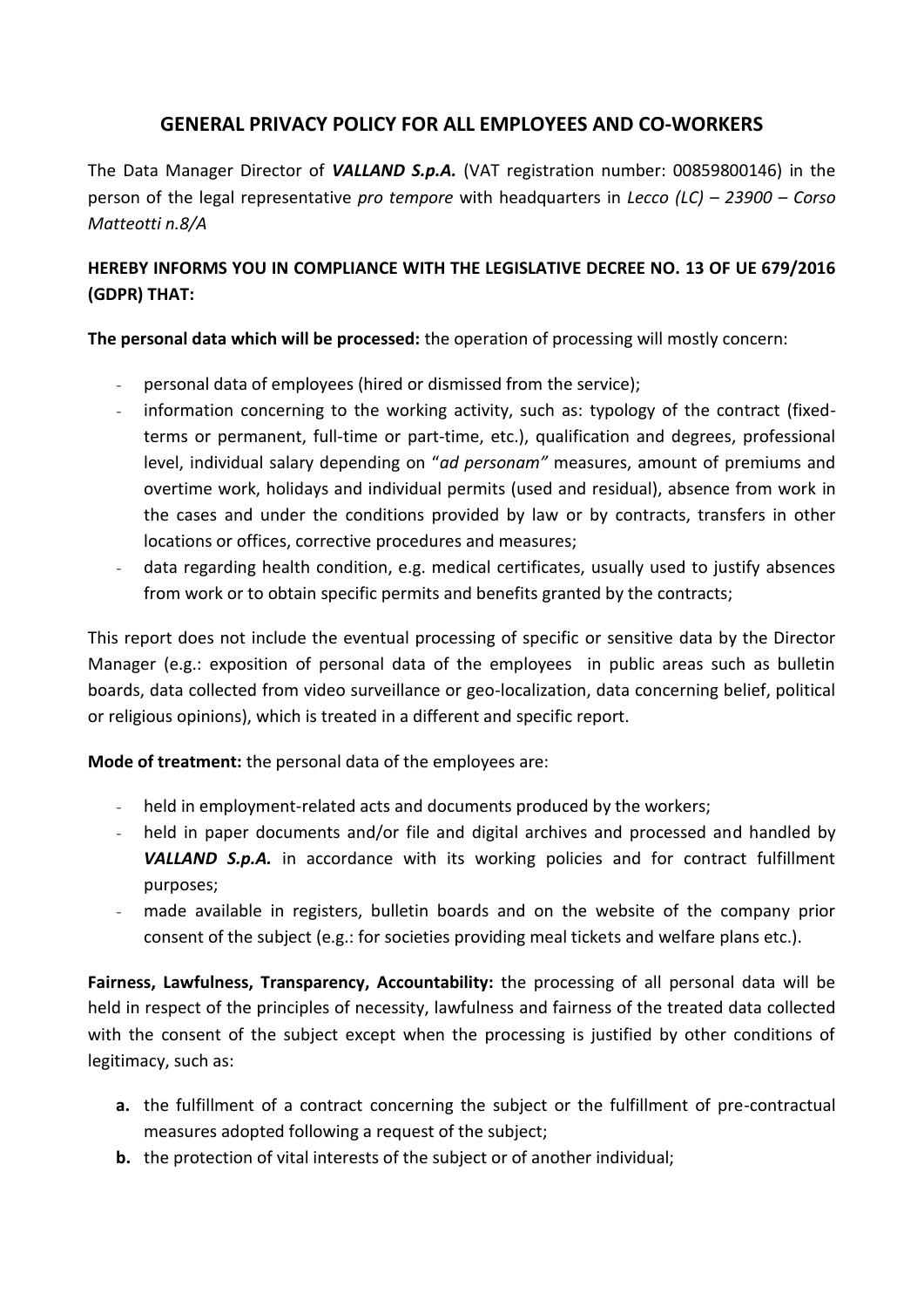# GENERAL PRIVACY POLICY FOR ALL EMPLOYEES AND CO-WORKERS

The Data Manager Director of ***VALLAND S.p.A.*** (VAT registration number: 00859800146) in the person of the legal representative *pro tempore* with headquarters in *Lecco (LC) – 23900 – Corso Matteotti n.8/A*

**HEREBY INFORMS YOU IN COMPLIANCE WITH THE LEGISLATIVE DECREE NO. 13 OF UE 679/2016 (GDPR) THAT:**

**The personal data which will be processed:** the operation of processing will mostly concern:

- personal data of employees (hired or dismissed from the service);
- information concerning to the working activity, such as: typology of the contract (fixed-terms or permanent, full-time or part-time, etc.), qualification and degrees, professional level, individual salary depending on "*ad personam"* measures, amount of premiums and overtime work, holidays and individual permits (used and residual), absence from work in the cases and under the conditions provided by law or by contracts, transfers in other locations or offices, corrective procedures and measures;
- data regarding health condition, e.g. medical certificates, usually used to justify absences from work or to obtain specific permits and benefits granted by the contracts;

This report does not include the eventual processing of specific or sensitive data by the Director Manager (e.g.: exposition of personal data of the employees in public areas such as bulletin boards, data collected from video surveillance or geo-localization, data concerning belief, political or religious opinions), which is treated in a different and specific report.

**Mode of treatment:** the personal data of the employees are:

- held in employment-related acts and documents produced by the workers;
- held in paper documents and/or file and digital archives and processed and handled by ***VALLAND S.p.A.*** in accordance with its working policies and for contract fulfillment purposes;
- made available in registers, bulletin boards and on the website of the company prior consent of the subject (e.g.: for societies providing meal tickets and welfare plans etc.).

**Fairness, Lawfulness, Transparency, Accountability:** the processing of all personal data will be held in respect of the principles of necessity, lawfulness and fairness of the treated data collected with the consent of the subject except when the processing is justified by other conditions of legitimacy, such as:

- **a.** the fulfillment of a contract concerning the subject or the fulfillment of pre-contractual measures adopted following a request of the subject;
- **b.** the protection of vital interests of the subject or of another individual;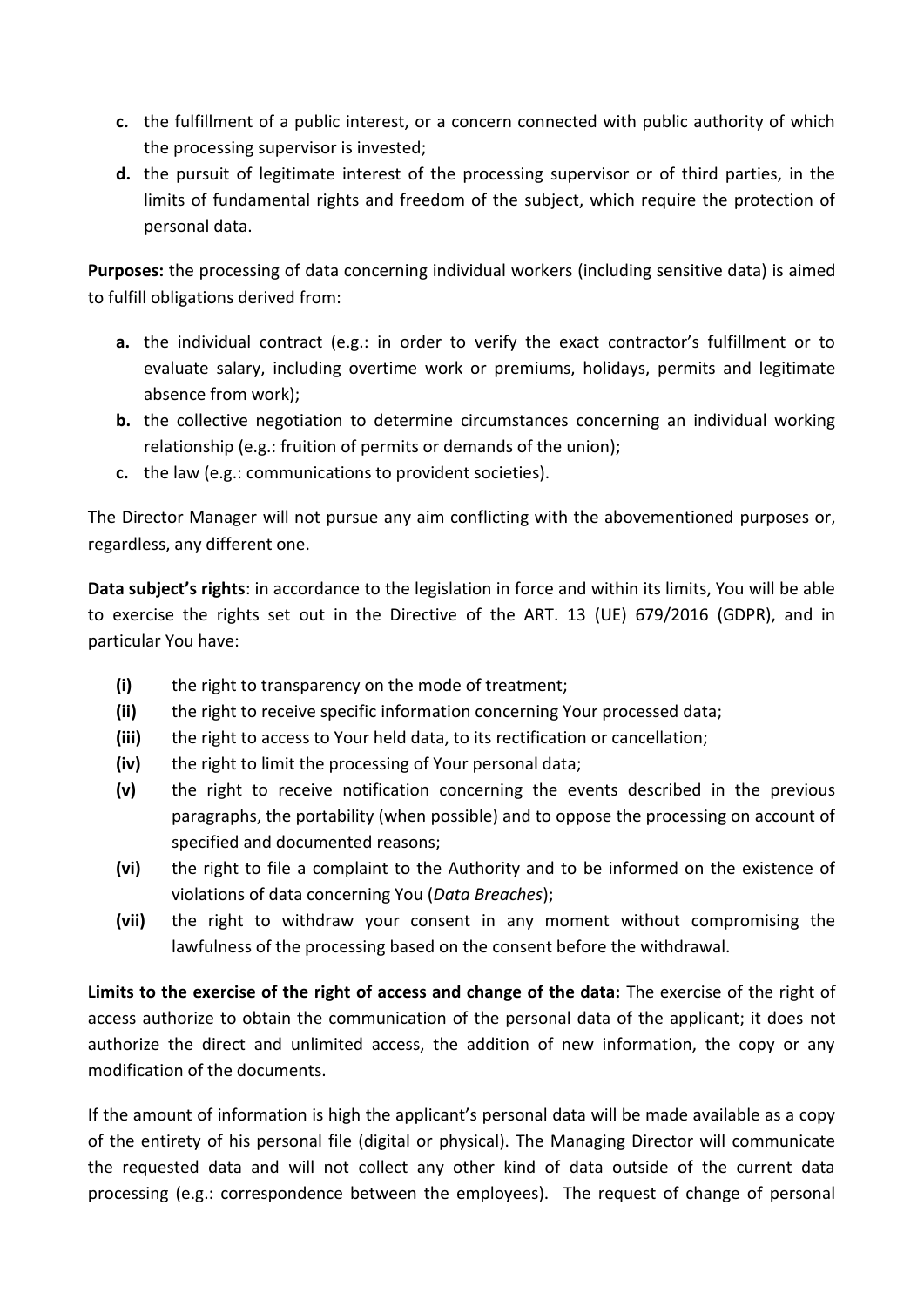**c.** the fulfillment of a public interest, or a concern connected with public authority of which the processing supervisor is invested;

**d.** the pursuit of legitimate interest of the processing supervisor or of third parties, in the limits of fundamental rights and freedom of the subject, which require the protection of personal data.

**Purposes:** the processing of data concerning individual workers (including sensitive data) is aimed to fulfill obligations derived from:

**a.** the individual contract (e.g.: in order to verify the exact contractor's fulfillment or to evaluate salary, including overtime work or premiums, holidays, permits and legitimate absence from work);

**b.** the collective negotiation to determine circumstances concerning an individual working relationship (e.g.: fruition of permits or demands of the union);

**c.** the law (e.g.: communications to provident societies).

The Director Manager will not pursue any aim conflicting with the abovementioned purposes or, regardless, any different one.

**Data subject's rights**: in accordance to the legislation in force and within its limits, You will be able to exercise the rights set out in the Directive of the ART. 13 (UE) 679/2016 (GDPR), and in particular You have:

**(i)** the right to transparency on the mode of treatment;

**(ii)** the right to receive specific information concerning Your processed data;

**(iii)** the right to access to Your held data, to its rectification or cancellation;

**(iv)** the right to limit the processing of Your personal data;

**(v)** the right to receive notification concerning the events described in the previous paragraphs, the portability (when possible) and to oppose the processing on account of specified and documented reasons;

**(vi)** the right to file a complaint to the Authority and to be informed on the existence of violations of data concerning You (*Data Breaches*);

**(vii)** the right to withdraw your consent in any moment without compromising the lawfulness of the processing based on the consent before the withdrawal.

**Limits to the exercise of the right of access and change of the data:** The exercise of the right of access authorize to obtain the communication of the personal data of the applicant; it does not authorize the direct and unlimited access, the addition of new information, the copy or any modification of the documents.

If the amount of information is high the applicant's personal data will be made available as a copy of the entirety of his personal file (digital or physical). The Managing Director will communicate the requested data and will not collect any other kind of data outside of the current data processing (e.g.: correspondence between the employees). The request of change of personal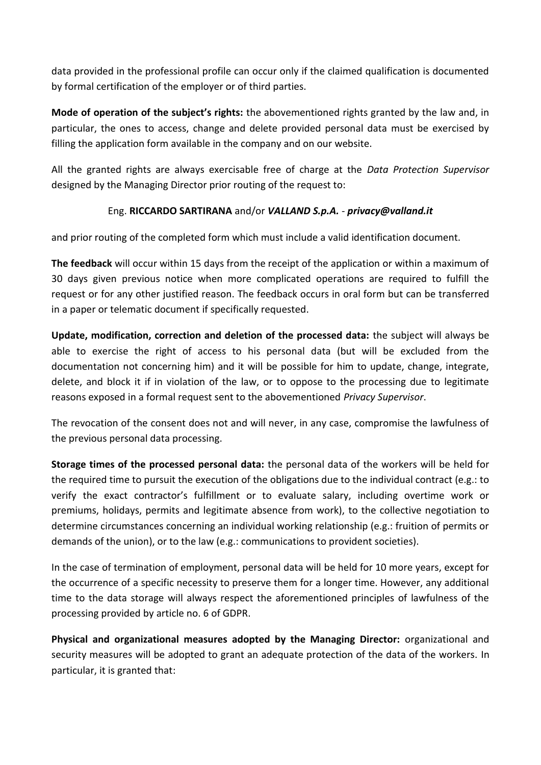data provided in the professional profile can occur only if the claimed qualification is documented by formal certification of the employer or of third parties.

**Mode of operation of the subject's rights:** the abovementioned rights granted by the law and, in particular, the ones to access, change and delete provided personal data must be exercised by filling the application form available in the company and on our website.

All the granted rights are always exercisable free of charge at the *Data Protection Supervisor* designed by the Managing Director prior routing of the request to:

Eng. **RICCARDO SARTIRANA** and/or ***VALLAND S.p.A.*** - ***privacy@valland.it***

and prior routing of the completed form which must include a valid identification document.

**The feedback** will occur within 15 days from the receipt of the application or within a maximum of 30 days given previous notice when more complicated operations are required to fulfill the request or for any other justified reason. The feedback occurs in oral form but can be transferred in a paper or telematic document if specifically requested.

**Update, modification, correction and deletion of the processed data:** the subject will always be able to exercise the right of access to his personal data (but will be excluded from the documentation not concerning him) and it will be possible for him to update, change, integrate, delete, and block it if in violation of the law, or to oppose to the processing due to legitimate reasons exposed in a formal request sent to the abovementioned *Privacy Supervisor*.

The revocation of the consent does not and will never, in any case, compromise the lawfulness of the previous personal data processing.

**Storage times of the processed personal data:** the personal data of the workers will be held for the required time to pursuit the execution of the obligations due to the individual contract (e.g.: to verify the exact contractor's fulfillment or to evaluate salary, including overtime work or premiums, holidays, permits and legitimate absence from work), to the collective negotiation to determine circumstances concerning an individual working relationship (e.g.: fruition of permits or demands of the union), or to the law (e.g.: communications to provident societies).

In the case of termination of employment, personal data will be held for 10 more years, except for the occurrence of a specific necessity to preserve them for a longer time. However, any additional time to the data storage will always respect the aforementioned principles of lawfulness of the processing provided by article no. 6 of GDPR.

**Physical and organizational measures adopted by the Managing Director:** organizational and security measures will be adopted to grant an adequate protection of the data of the workers. In particular, it is granted that: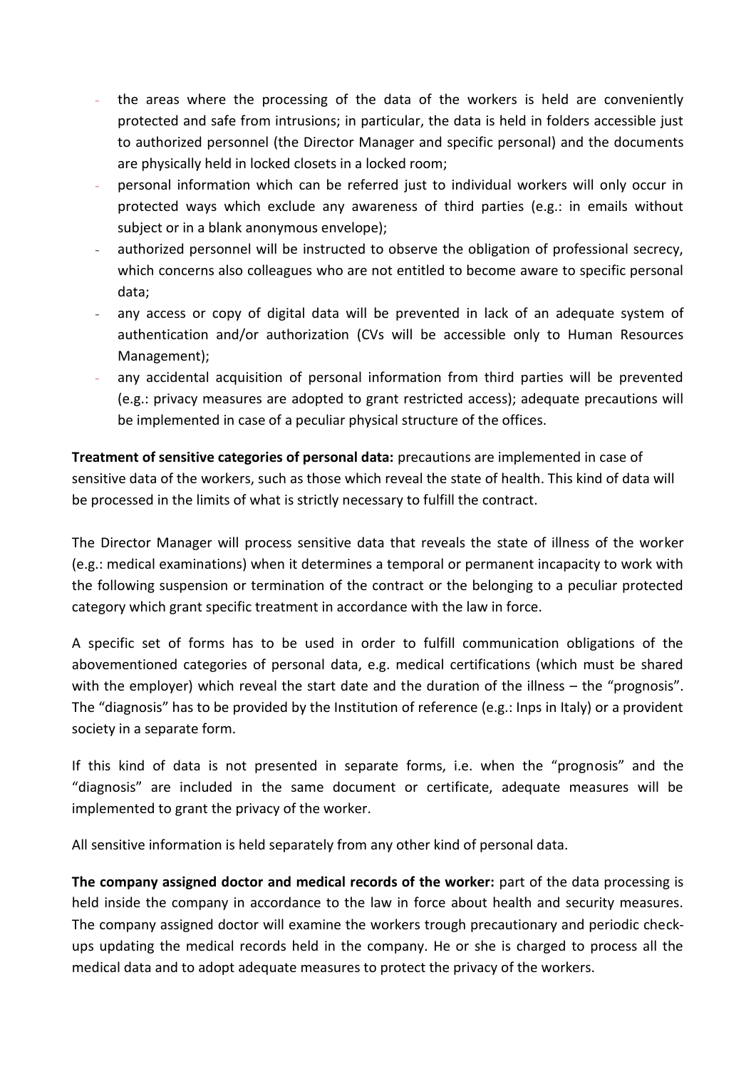- the areas where the processing of the data of the workers is held are conveniently protected and safe from intrusions; in particular, the data is held in folders accessible just to authorized personnel (the Director Manager and specific personal) and the documents are physically held in locked closets in a locked room;
- personal information which can be referred just to individual workers will only occur in protected ways which exclude any awareness of third parties (e.g.: in emails without subject or in a blank anonymous envelope);
- authorized personnel will be instructed to observe the obligation of professional secrecy, which concerns also colleagues who are not entitled to become aware to specific personal data;
- any access or copy of digital data will be prevented in lack of an adequate system of authentication and/or authorization (CVs will be accessible only to Human Resources Management);
- any accidental acquisition of personal information from third parties will be prevented (e.g.: privacy measures are adopted to grant restricted access); adequate precautions will be implemented in case of a peculiar physical structure of the offices.

**Treatment of sensitive categories of personal data:** precautions are implemented in case of sensitive data of the workers, such as those which reveal the state of health. This kind of data will be processed in the limits of what is strictly necessary to fulfill the contract.

The Director Manager will process sensitive data that reveals the state of illness of the worker (e.g.: medical examinations) when it determines a temporal or permanent incapacity to work with the following suspension or termination of the contract or the belonging to a peculiar protected category which grant specific treatment in accordance with the law in force.

A specific set of forms has to be used in order to fulfill communication obligations of the abovementioned categories of personal data, e.g. medical certifications (which must be shared with the employer) which reveal the start date and the duration of the illness – the "prognosis". The "diagnosis" has to be provided by the Institution of reference (e.g.: Inps in Italy) or a provident society in a separate form.

If this kind of data is not presented in separate forms, i.e. when the "prognosis" and the "diagnosis" are included in the same document or certificate, adequate measures will be implemented to grant the privacy of the worker.

All sensitive information is held separately from any other kind of personal data.

**The company assigned doctor and medical records of the worker:** part of the data processing is held inside the company in accordance to the law in force about health and security measures. The company assigned doctor will examine the workers trough precautionary and periodic check-ups updating the medical records held in the company. He or she is charged to process all the medical data and to adopt adequate measures to protect the privacy of the workers.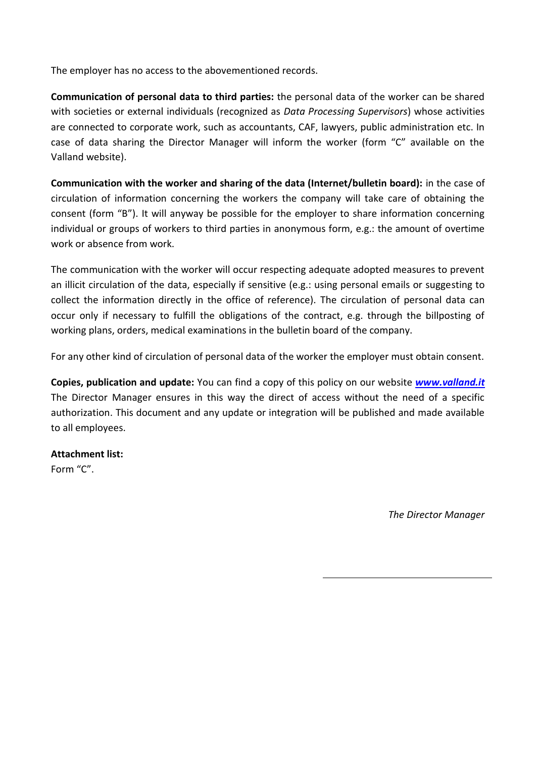The employer has no access to the abovementioned records.

**Communication of personal data to third parties:** the personal data of the worker can be shared with societies or external individuals (recognized as *Data Processing Supervisors*) whose activities are connected to corporate work, such as accountants, CAF, lawyers, public administration etc. In case of data sharing the Director Manager will inform the worker (form "C" available on the Valland website).

**Communication with the worker and sharing of the data (Internet/bulletin board):** in the case of circulation of information concerning the workers the company will take care of obtaining the consent (form "B"). It will anyway be possible for the employer to share information concerning individual or groups of workers to third parties in anonymous form, e.g.: the amount of overtime work or absence from work.

The communication with the worker will occur respecting adequate adopted measures to prevent an illicit circulation of the data, especially if sensitive (e.g.: using personal emails or suggesting to collect the information directly in the office of reference). The circulation of personal data can occur only if necessary to fulfill the obligations of the contract, e.g. through the billposting of working plans, orders, medical examinations in the bulletin board of the company.

For any other kind of circulation of personal data of the worker the employer must obtain consent.

**Copies, publication and update:** You can find a copy of this policy on our website ***www.valland.it*** The Director Manager ensures in this way the direct of access without the need of a specific authorization. This document and any update or integration will be published and made available to all employees.

**Attachment list:**
Form "C".

*The Director Manager*

\_\_\_\_\_\_\_\_\_\_\_\_\_\_\_\_\_\_\_\_\_\_\_\_\_\_\_\_\_\_